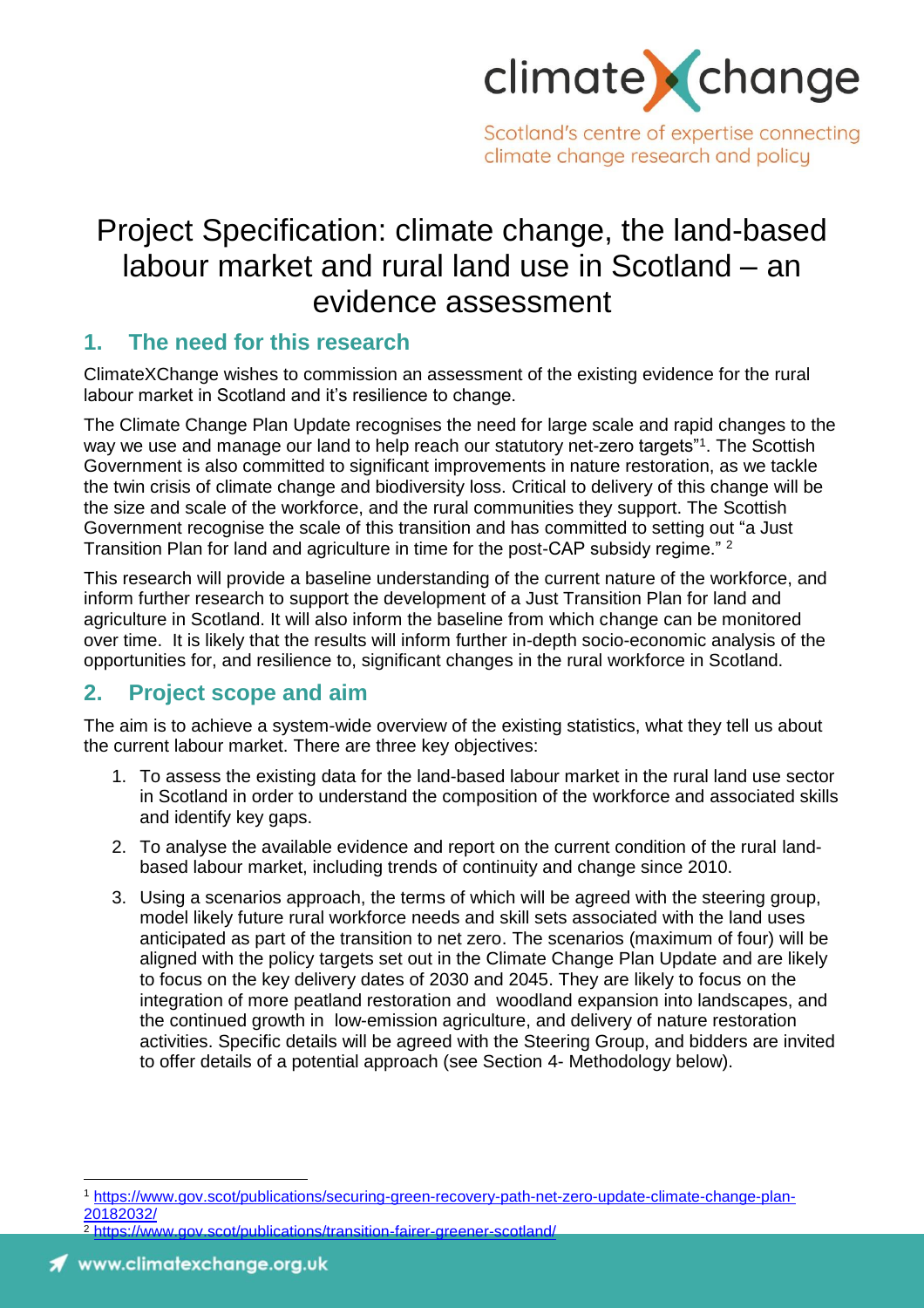# Project Specification: climate change, the land-based labour market and rural land use in Scotland – an evidence assessment

## 1. The need for this research

ClimateXChange wishes to commission an assessment of the existing evidence for the rural labour market in Scotland and it's resilience to change.

The Climate Change Plan Update recognises the need for large scale and rapid changes to the way we use and manage our land to help reach our statutory net-zero targets"[1]. The Scottish Government is also committed to significant improvements in nature restoration, as we tackle the twin crisis of climate change and biodiversity loss. Critical to delivery of this change will be the size and scale of the workforce, and the rural communities they support. The Scottish Government recognise the scale of this transition and has committed to setting out "a Just Transition Plan for land and agriculture in time for the post-CAP subsidy regime." [2]

This research will provide a baseline understanding of the current nature of the workforce, and inform further research to support the development of a Just Transition Plan for land and agriculture in Scotland. It will also inform the baseline from which change can be monitored over time. It is likely that the results will inform further in-depth socio-economic analysis of the opportunities for, and resilience to, significant changes in the rural workforce in Scotland.

## 2. Project scope and aim

The aim is to achieve a system-wide overview of the existing statistics, what they tell us about the current labour market. There are three key objectives:

1. To assess the existing data for the land-based labour market in the rural land use sector in Scotland in order to understand the composition of the workforce and associated skills and identify key gaps.
2. To analyse the available evidence and report on the current condition of the rural land-based labour market, including trends of continuity and change since 2010.
3. Using a scenarios approach, the terms of which will be agreed with the steering group, model likely future rural workforce needs and skill sets associated with the land uses anticipated as part of the transition to net zero. The scenarios (maximum of four) will be aligned with the policy targets set out in the Climate Change Plan Update and are likely to focus on the key delivery dates of 2030 and 2045. They are likely to focus on the integration of more peatland restoration and woodland expansion into landscapes, and the continued growth in low-emission agriculture, and delivery of nature restoration activities. Specific details will be agreed with the Steering Group, and bidders are invited to offer details of a potential approach (see Section 4- Methodology below).

---

[1] https://www.gov.scot/publications/securing-green-recovery-path-net-zero-update-climate-change-plan-20182032/

[2] https://www.gov.scot/publications/transition-fairer-greener-scotland/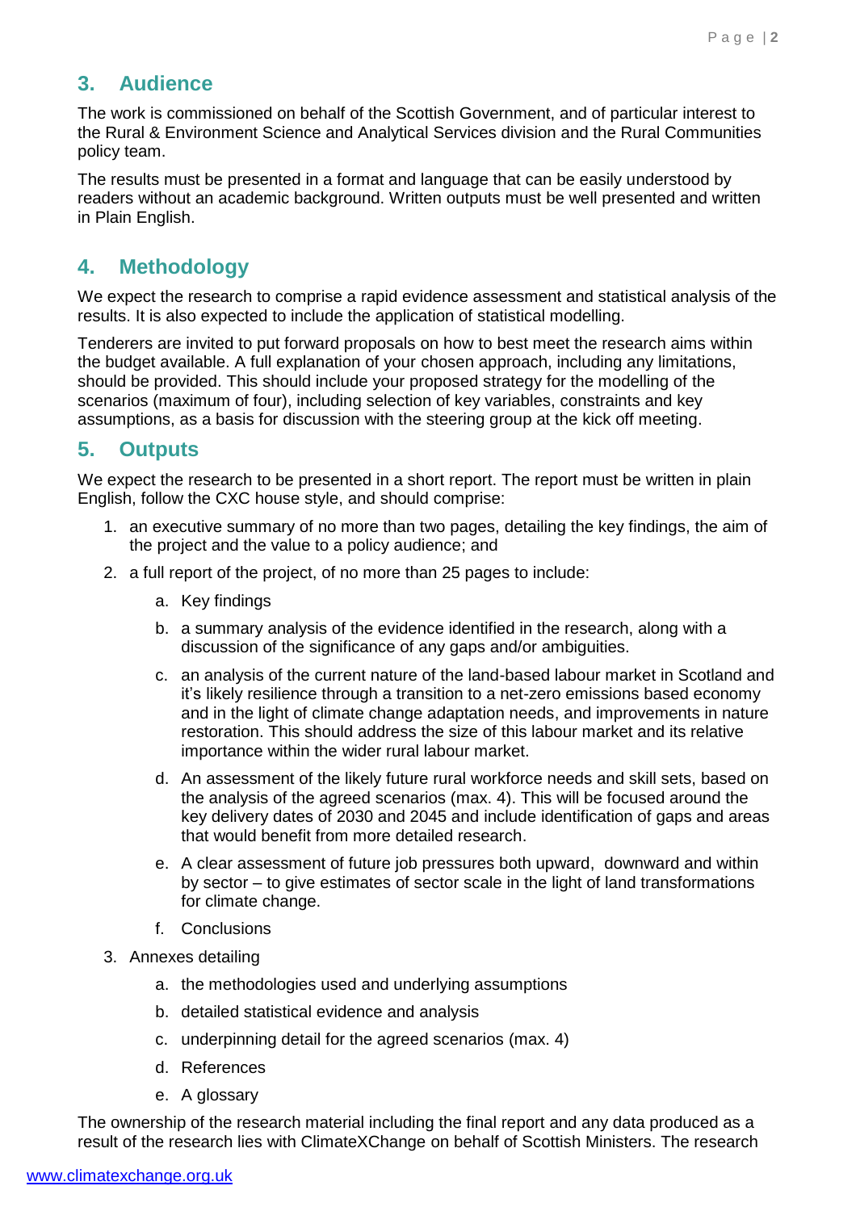## 3. Audience

The work is commissioned on behalf of the Scottish Government, and of particular interest to the Rural & Environment Science and Analytical Services division and the Rural Communities policy team.

The results must be presented in a format and language that can be easily understood by readers without an academic background. Written outputs must be well presented and written in Plain English.

## 4. Methodology

We expect the research to comprise a rapid evidence assessment and statistical analysis of the results. It is also expected to include the application of statistical modelling.

Tenderers are invited to put forward proposals on how to best meet the research aims within the budget available. A full explanation of your chosen approach, including any limitations, should be provided. This should include your proposed strategy for the modelling of the scenarios (maximum of four), including selection of key variables, constraints and key assumptions, as a basis for discussion with the steering group at the kick off meeting.

## 5. Outputs

We expect the research to be presented in a short report. The report must be written in plain English, follow the CXC house style, and should comprise:

1. an executive summary of no more than two pages, detailing the key findings, the aim of the project and the value to a policy audience; and
2. a full report of the project, of no more than 25 pages to include:
    a. Key findings
    b. a summary analysis of the evidence identified in the research, along with a discussion of the significance of any gaps and/or ambiguities.
    c. an analysis of the current nature of the land-based labour market in Scotland and it's likely resilience through a transition to a net-zero emissions based economy and in the light of climate change adaptation needs, and improvements in nature restoration. This should address the size of this labour market and its relative importance within the wider rural labour market.
    d. An assessment of the likely future rural workforce needs and skill sets, based on the analysis of the agreed scenarios (max. 4). This will be focused around the key delivery dates of 2030 and 2045 and include identification of gaps and areas that would benefit from more detailed research.
    e. A clear assessment of future job pressures both upward, downward and within by sector – to give estimates of sector scale in the light of land transformations for climate change.
    f. Conclusions
3. Annexes detailing
    a. the methodologies used and underlying assumptions
    b. detailed statistical evidence and analysis
    c. underpinning detail for the agreed scenarios (max. 4)
    d. References
    e. A glossary

The ownership of the research material including the final report and any data produced as a result of the research lies with ClimateXChange on behalf of Scottish Ministers. The research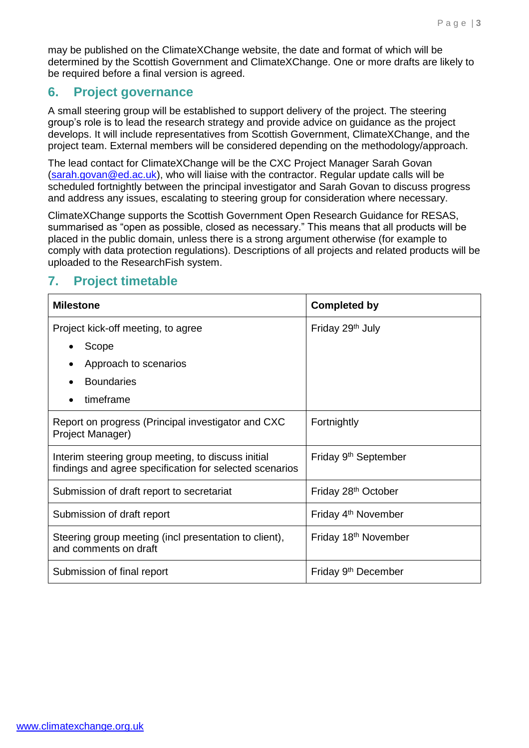may be published on the ClimateXChange website, the date and format of which will be determined by the Scottish Government and ClimateXChange. One or more drafts are likely to be required before a final version is agreed.

## 6. Project governance

A small steering group will be established to support delivery of the project. The steering group's role is to lead the research strategy and provide advice on guidance as the project develops. It will include representatives from Scottish Government, ClimateXChange, and the project team. External members will be considered depending on the methodology/approach.

The lead contact for ClimateXChange will be the CXC Project Manager Sarah Govan (sarah.govan@ed.ac.uk), who will liaise with the contractor. Regular update calls will be scheduled fortnightly between the principal investigator and Sarah Govan to discuss progress and address any issues, escalating to steering group for consideration where necessary.

ClimateXChange supports the Scottish Government Open Research Guidance for RESAS, summarised as "open as possible, closed as necessary." This means that all products will be placed in the public domain, unless there is a strong argument otherwise (for example to comply with data protection regulations). Descriptions of all projects and related products will be uploaded to the ResearchFish system.

## 7. Project timetable

| Milestone | Completed by |
|---|---|
| Project kick-off meeting, to agree<br>• Scope<br>• Approach to scenarios<br>• Boundaries<br>• timeframe | Friday 29th July |
| Report on progress (Principal investigator and CXC Project Manager) | Fortnightly |
| Interim steering group meeting, to discuss initial findings and agree specification for selected scenarios | Friday 9th September |
| Submission of draft report to secretariat | Friday 28th October |
| Submission of draft report | Friday 4th November |
| Steering group meeting (incl presentation to client), and comments on draft | Friday 18th November |
| Submission of final report | Friday 9th December |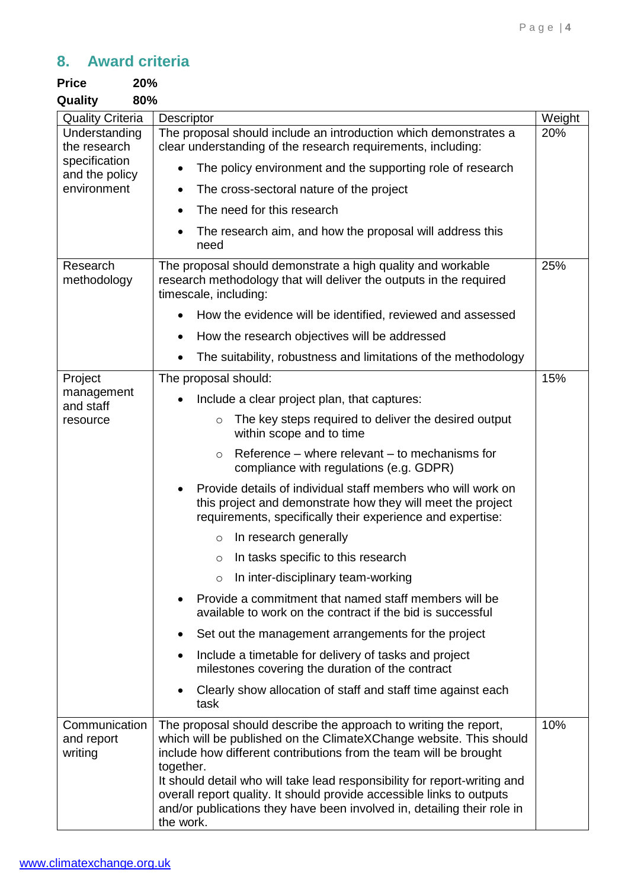## 8. Award criteria

**Price 20%**

**Quality 80%**

| Quality Criteria | Descriptor | Weight |
|---|---|---|
| Understanding the research specification and the policy environment | The proposal should include an introduction which demonstrates a clear understanding of the research requirements, including:<br>• The policy environment and the supporting role of research<br>• The cross-sectoral nature of the project<br>• The need for this research<br>• The research aim, and how the proposal will address this need | 20% |
| Research methodology | The proposal should demonstrate a high quality and workable research methodology that will deliver the outputs in the required timescale, including:<br>• How the evidence will be identified, reviewed and assessed<br>• How the research objectives will be addressed<br>• The suitability, robustness and limitations of the methodology | 25% |
| Project management and staff resource | The proposal should:<br>• Include a clear project plan, that captures:<br>&nbsp;&nbsp;○ The key steps required to deliver the desired output within scope and to time<br>&nbsp;&nbsp;○ Reference – where relevant – to mechanisms for compliance with regulations (e.g. GDPR)<br>• Provide details of individual staff members who will work on this project and demonstrate how they will meet the project requirements, specifically their experience and expertise:<br>&nbsp;&nbsp;○ In research generally<br>&nbsp;&nbsp;○ In tasks specific to this research<br>&nbsp;&nbsp;○ In inter-disciplinary team-working<br>• Provide a commitment that named staff members will be available to work on the contract if the bid is successful<br>• Set out the management arrangements for the project<br>• Include a timetable for delivery of tasks and project milestones covering the duration of the contract<br>• Clearly show allocation of staff and staff time against each task | 15% |
| Communication and report writing | The proposal should describe the approach to writing the report, which will be published on the ClimateXChange website. This should include how different contributions from the team will be brought together.<br>It should detail who will take lead responsibility for report-writing and overall report quality. It should provide accessible links to outputs and/or publications they have been involved in, detailing their role in the work. | 10% |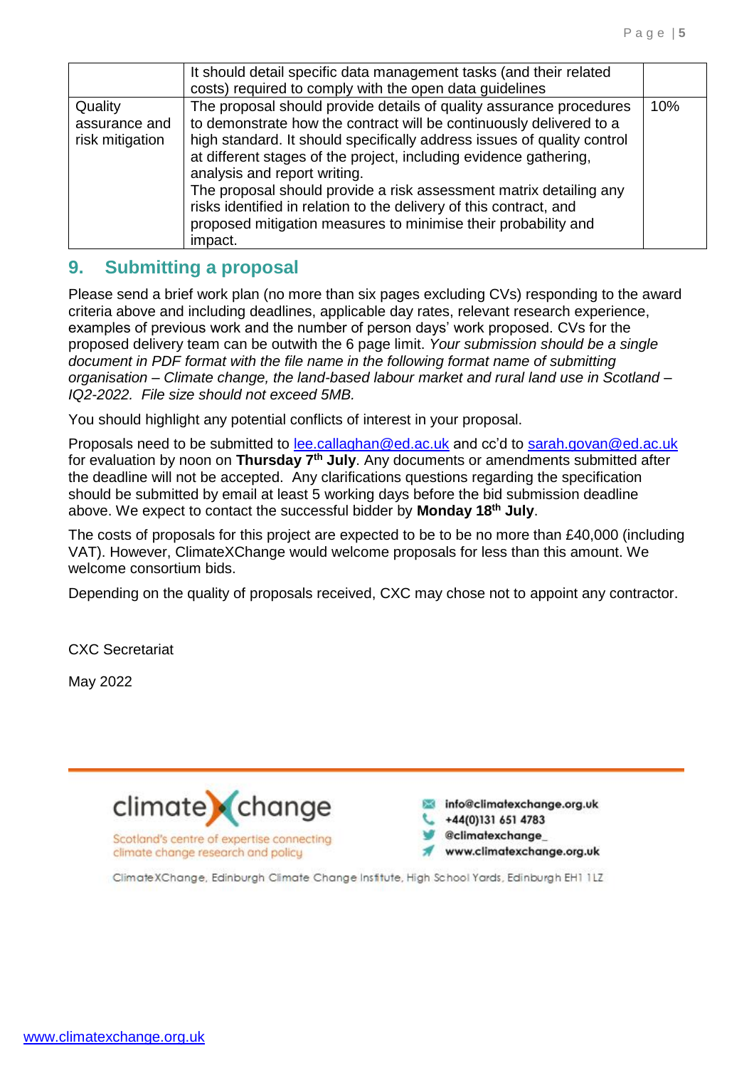| | | |
|---|---|---|
| | It should detail specific data management tasks (and their related costs) required to comply with the open data guidelines | |
| Quality assurance and risk mitigation | The proposal should provide details of quality assurance procedures to demonstrate how the contract will be continuously delivered to a high standard. It should specifically address issues of quality control at different stages of the project, including evidence gathering, analysis and report writing.<br>The proposal should provide a risk assessment matrix detailing any risks identified in relation to the delivery of this contract, and proposed mitigation measures to minimise their probability and impact. | 10% |

## 9. Submitting a proposal

Please send a brief work plan (no more than six pages excluding CVs) responding to the award criteria above and including deadlines, applicable day rates, relevant research experience, examples of previous work and the number of person days' work proposed. CVs for the proposed delivery team can be outwith the 6 page limit. *Your submission should be a single document in PDF format with the file name in the following format name of submitting organisation – Climate change, the land-based labour market and rural land use in Scotland – IQ2-2022. File size should not exceed 5MB.*

You should highlight any potential conflicts of interest in your proposal.

Proposals need to be submitted to lee.callaghan@ed.ac.uk and cc'd to sarah.govan@ed.ac.uk for evaluation by noon on **Thursday 7th July**. Any documents or amendments submitted after the deadline will not be accepted. Any clarifications questions regarding the specification should be submitted by email at least 5 working days before the bid submission deadline above. We expect to contact the successful bidder by **Monday 18th July**.

The costs of proposals for this project are expected to be to be no more than £40,000 (including VAT). However, ClimateXChange would welcome proposals for less than this amount. We welcome consortium bids.

Depending on the quality of proposals received, CXC may chose not to appoint any contractor.

CXC Secretariat

May 2022

climate change

Scotland's centre of expertise connecting climate change research and policy

info@climatexchange.org.uk
+44(0)131 651 4783
@climatexchange_
www.climatexchange.org.uk

ClimateXChange, Edinburgh Climate Change Institute, High School Yards, Edinburgh EH1 1LZ

www.climatexchange.org.uk